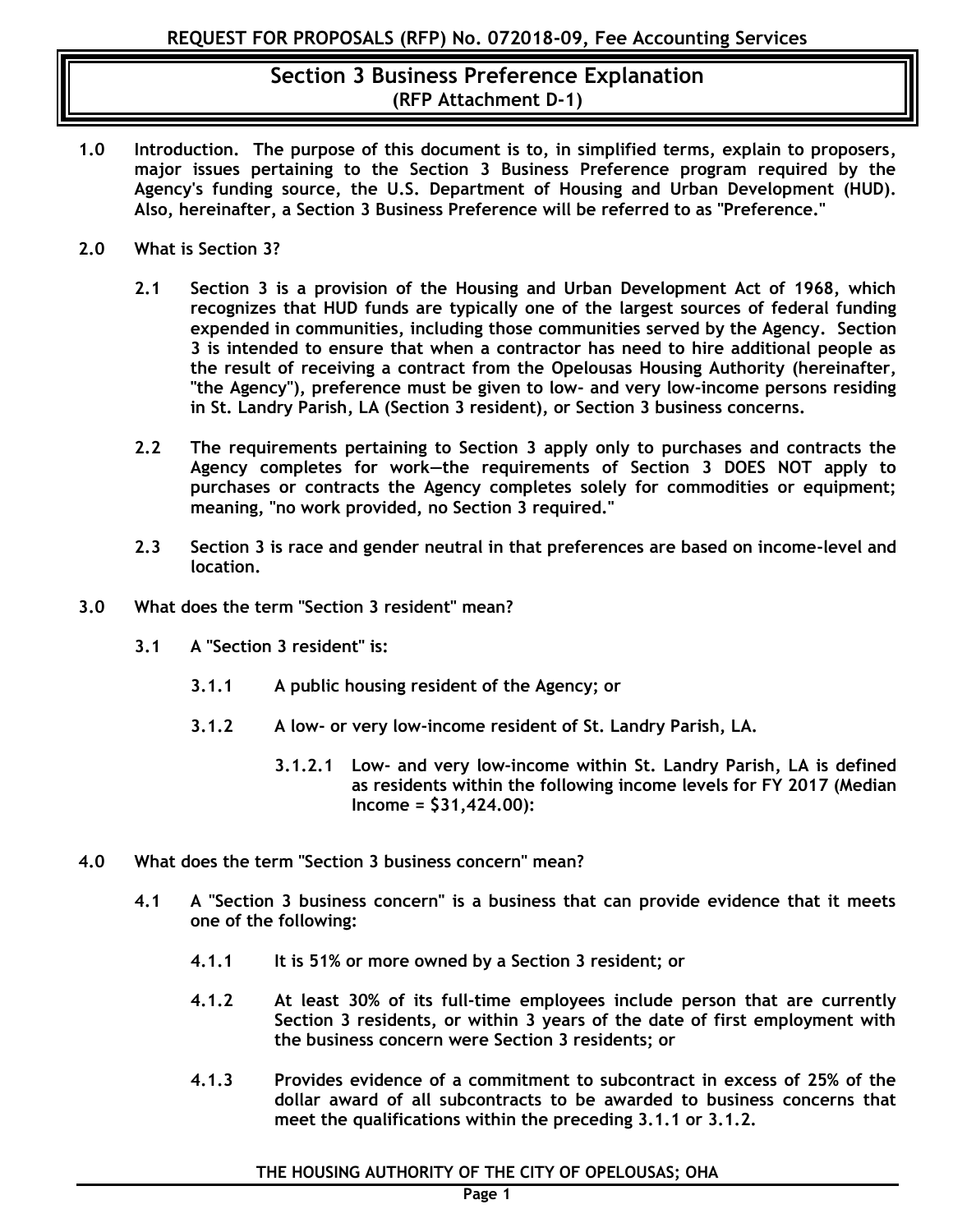# Section 3 Business Preference Explanation
## (RFP Attachment D-1)

**1.0 Introduction. The purpose of this document is to, in simplified terms, explain to proposers, major issues pertaining to the Section 3 Business Preference program required by the Agency's funding source, the U.S. Department of Housing and Urban Development (HUD). Also, hereinafter, a Section 3 Business Preference will be referred to as "Preference."**

**2.0 What is Section 3?**

**2.1** Section 3 is a provision of the Housing and Urban Development Act of 1968, which recognizes that HUD funds are typically one of the largest sources of federal funding expended in communities, including those communities served by the Agency. Section 3 is intended to ensure that when a contractor has need to hire additional people as the result of receiving a contract from the Opelousas Housing Authority (hereinafter, "the Agency"), preference must be given to low- and very low-income persons residing in St. Landry Parish, LA (Section 3 resident), or Section 3 business concerns.

**2.2** The requirements pertaining to Section 3 apply only to purchases and contracts the Agency completes for work—the requirements of Section 3 DOES NOT apply to purchases or contracts the Agency completes solely for commodities or equipment; meaning, "no work provided, no Section 3 required."

**2.3** Section 3 is race and gender neutral in that preferences are based on income-level and location.

**3.0 What does the term "Section 3 resident" mean?**

**3.1** A "Section 3 resident" is:

**3.1.1** A public housing resident of the Agency; or

**3.1.2** A low- or very low-income resident of St. Landry Parish, LA.

**3.1.2.1** Low- and very low-income within St. Landry Parish, LA is defined as residents within the following income levels for FY 2017 (Median Income = $31,424.00):

**4.0 What does the term "Section 3 business concern" mean?**

**4.1** A "Section 3 business concern" is a business that can provide evidence that it meets one of the following:

**4.1.1** It is 51% or more owned by a Section 3 resident; or

**4.1.2** At least 30% of its full-time employees include person that are currently Section 3 residents, or within 3 years of the date of first employment with the business concern were Section 3 residents; or

**4.1.3** Provides evidence of a commitment to subcontract in excess of 25% of the dollar award of all subcontracts to be awarded to business concerns that meet the qualifications within the preceding 3.1.1 or 3.1.2.

THE HOUSING AUTHORITY OF THE CITY OF OPELOUSAS; OHA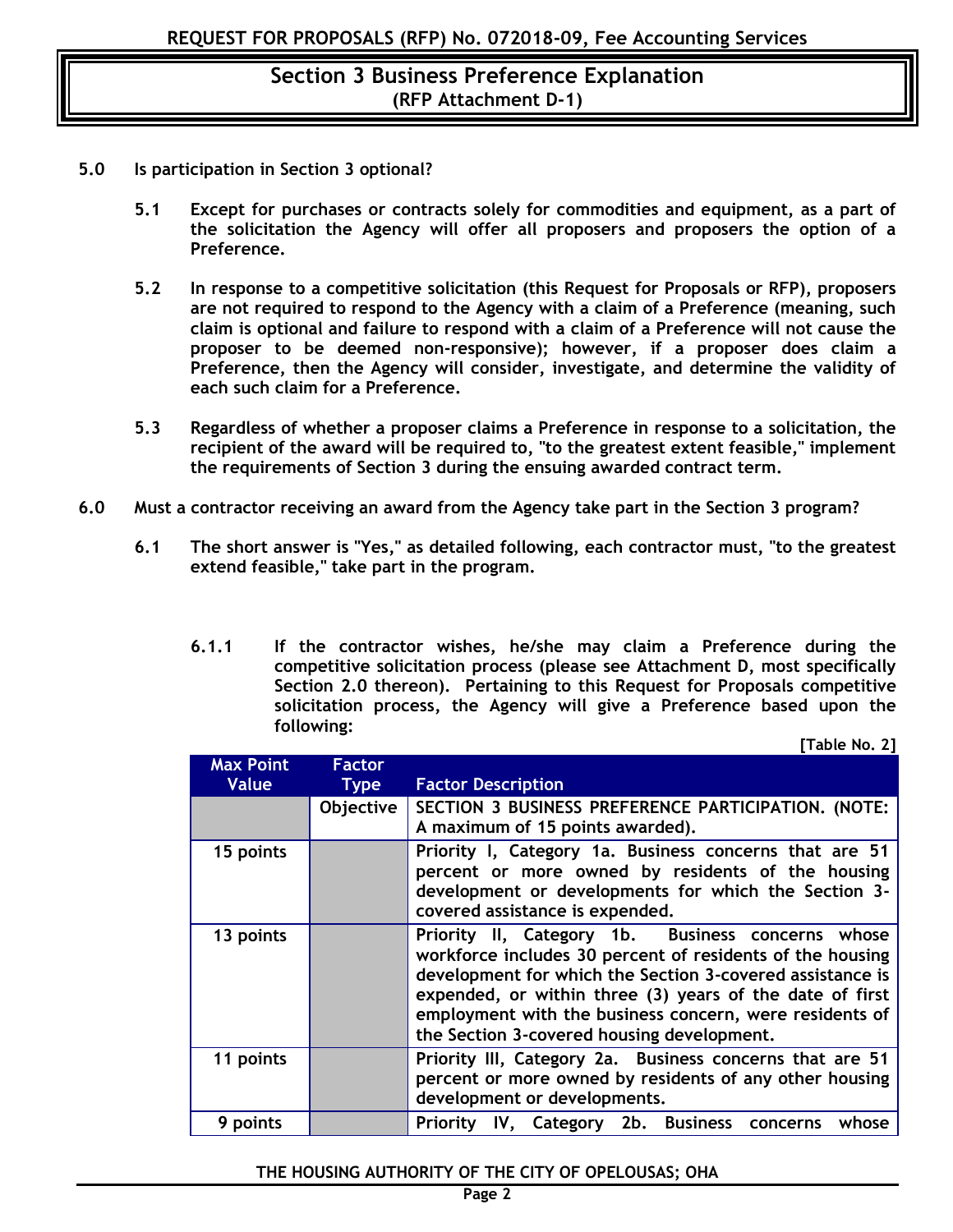## Section 3 Business Preference Explanation
**(RFP Attachment D-1)**

**5.0 Is participation in Section 3 optional?**

**5.1 Except for purchases or contracts solely for commodities and equipment, as a part of the solicitation the Agency will offer all proposers and proposers the option of a Preference.**

**5.2 In response to a competitive solicitation (this Request for Proposals or RFP), proposers are not required to respond to the Agency with a claim of a Preference (meaning, such claim is optional and failure to respond with a claim of a Preference will not cause the proposer to be deemed non-responsive); however, if a proposer does claim a Preference, then the Agency will consider, investigate, and determine the validity of each such claim for a Preference.**

**5.3 Regardless of whether a proposer claims a Preference in response to a solicitation, the recipient of the award will be required to, "to the greatest extent feasible," implement the requirements of Section 3 during the ensuing awarded contract term.**

**6.0 Must a contractor receiving an award from the Agency take part in the Section 3 program?**

**6.1 The short answer is "Yes," as detailed following, each contractor must, "to the greatest extend feasible," take part in the program.**

**6.1.1 If the contractor wishes, he/she may claim a Preference during the competitive solicitation process (please see Attachment D, most specifically Section 2.0 thereon). Pertaining to this Request for Proposals competitive solicitation process, the Agency will give a Preference based upon the following:**

**[Table No. 2]**

| Max Point Value | Factor Type | Factor Description |
|---|---|---|
| | Objective | SECTION 3 BUSINESS PREFERENCE PARTICIPATION. (NOTE: A maximum of 15 points awarded). |
| 15 points | | Priority I, Category 1a. Business concerns that are 51 percent or more owned by residents of the housing development or developments for which the Section 3-covered assistance is expended. |
| 13 points | | Priority II, Category 1b. Business concerns whose workforce includes 30 percent of residents of the housing development for which the Section 3-covered assistance is expended, or within three (3) years of the date of first employment with the business concern, were residents of the Section 3-covered housing development. |
| 11 points | | Priority III, Category 2a. Business concerns that are 51 percent or more owned by residents of any other housing development or developments. |
| 9 points | | Priority IV, Category 2b. Business concerns whose |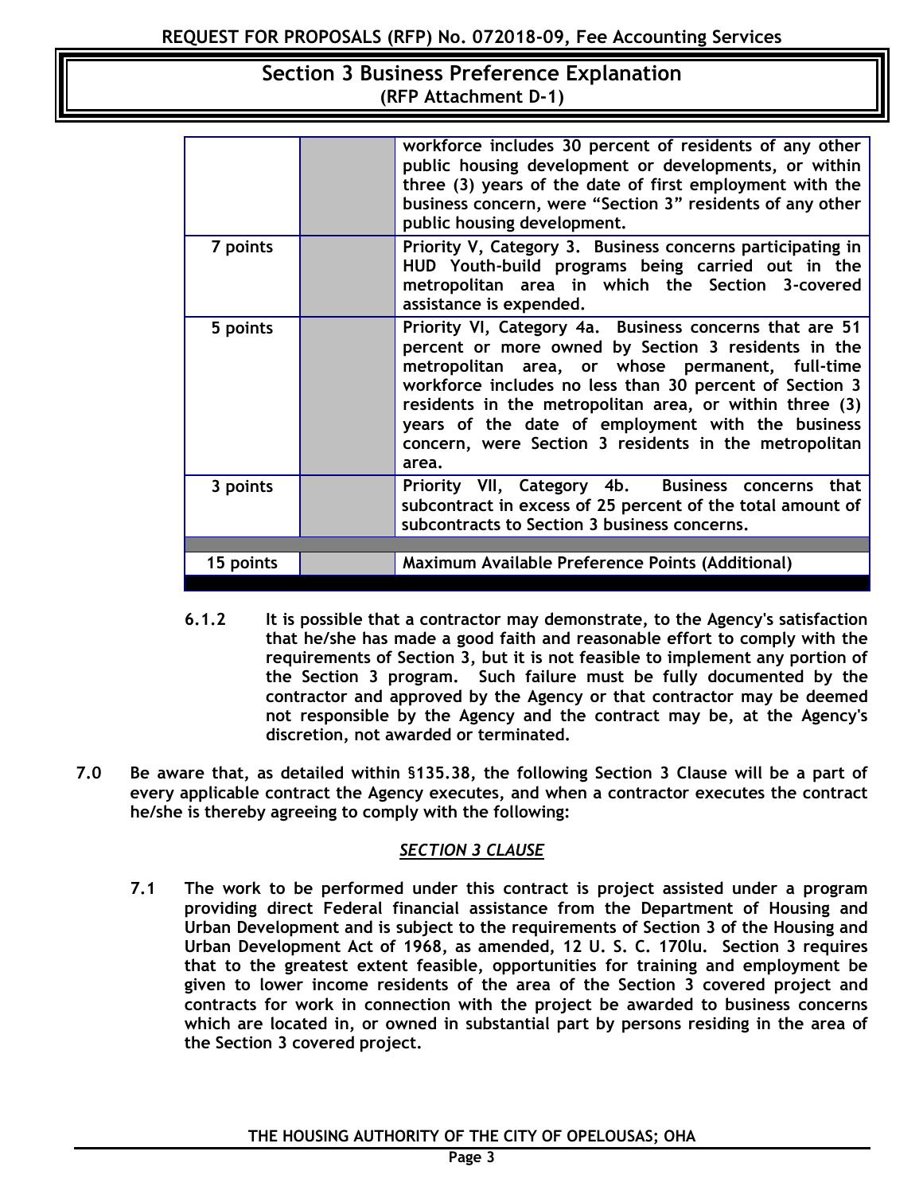| | | |
|---|---|---|
| | | workforce includes 30 percent of residents of any other public housing development or developments, or within three (3) years of the date of first employment with the business concern, were "Section 3" residents of any other public housing development. |
| 7 points | | Priority V, Category 3. Business concerns participating in HUD Youth-build programs being carried out in the metropolitan area in which the Section 3-covered assistance is expended. |
| 5 points | | Priority VI, Category 4a. Business concerns that are 51 percent or more owned by Section 3 residents in the metropolitan area, or whose permanent, full-time workforce includes no less than 30 percent of Section 3 residents in the metropolitan area, or within three (3) years of the date of employment with the business concern, were Section 3 residents in the metropolitan area. |
| 3 points | | Priority VII, Category 4b. Business concerns that subcontract in excess of 25 percent of the total amount of subcontracts to Section 3 business concerns. |
| | | |
| 15 points | | Maximum Available Preference Points (Additional) |

**6.1.2** **It is possible that a contractor may demonstrate, to the Agency's satisfaction that he/she has made a good faith and reasonable effort to comply with the requirements of Section 3, but it is not feasible to implement any portion of the Section 3 program. Such failure must be fully documented by the contractor and approved by the Agency or that contractor may be deemed not responsible by the Agency and the contract may be, at the Agency's discretion, not awarded or terminated.**

**7.0** **Be aware that, as detailed within §135.38, the following Section 3 Clause will be a part of every applicable contract the Agency executes, and when a contractor executes the contract he/she is thereby agreeing to comply with the following:**

***SECTION 3 CLAUSE***

**7.1** **The work to be performed under this contract is project assisted under a program providing direct Federal financial assistance from the Department of Housing and Urban Development and is subject to the requirements of Section 3 of the Housing and Urban Development Act of 1968, as amended, 12 U. S. C. 170lu. Section 3 requires that to the greatest extent feasible, opportunities for training and employment be given to lower income residents of the area of the Section 3 covered project and contracts for work in connection with the project be awarded to business concerns which are located in, or owned in substantial part by persons residing in the area of the Section 3 covered project.**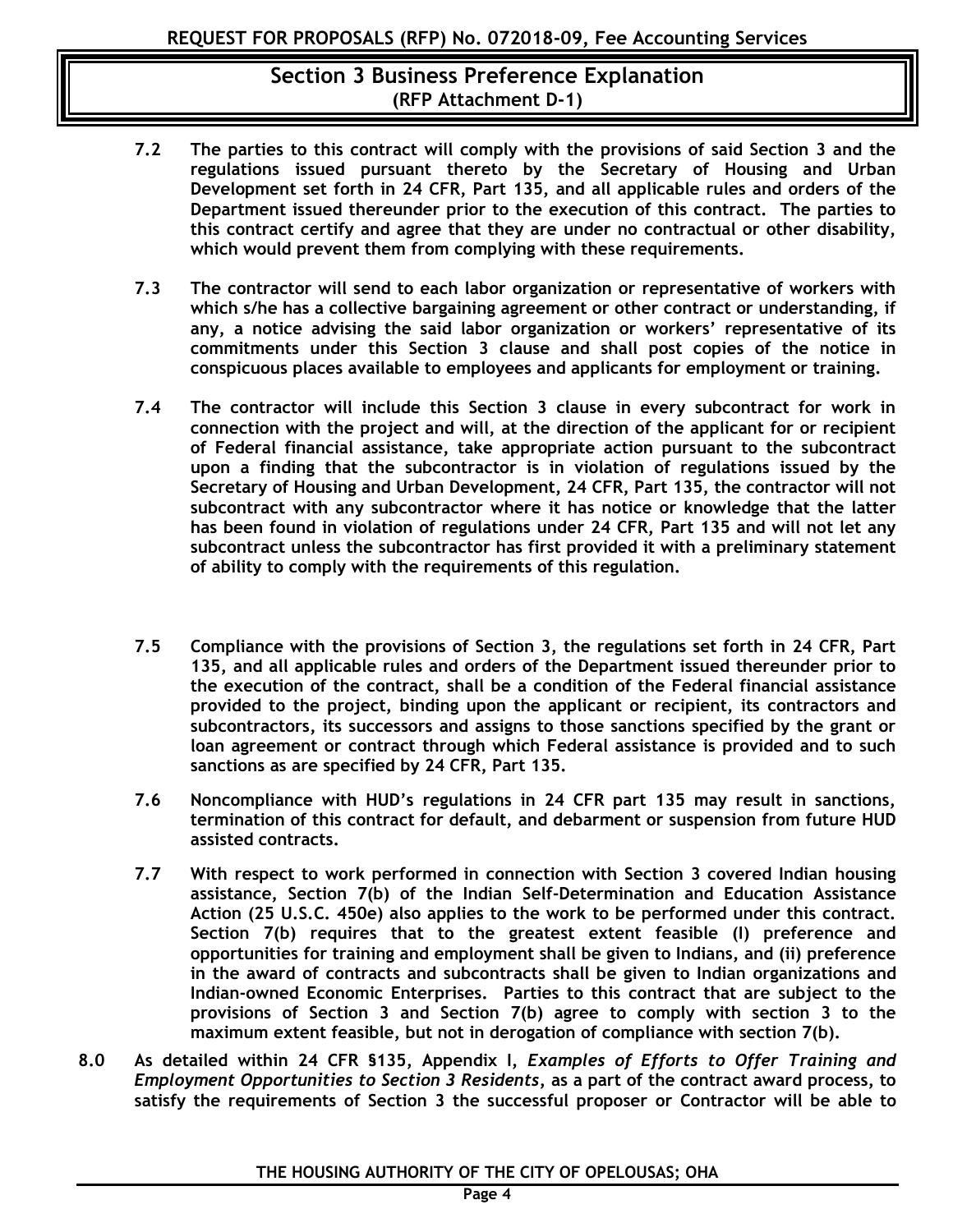## Section 3 Business Preference Explanation
**(RFP Attachment D-1)**

**7.2 The parties to this contract will comply with the provisions of said Section 3 and the regulations issued pursuant thereto by the Secretary of Housing and Urban Development set forth in 24 CFR, Part 135, and all applicable rules and orders of the Department issued thereunder prior to the execution of this contract. The parties to this contract certify and agree that they are under no contractual or other disability, which would prevent them from complying with these requirements.**

**7.3 The contractor will send to each labor organization or representative of workers with which s/he has a collective bargaining agreement or other contract or understanding, if any, a notice advising the said labor organization or workers' representative of its commitments under this Section 3 clause and shall post copies of the notice in conspicuous places available to employees and applicants for employment or training.**

**7.4 The contractor will include this Section 3 clause in every subcontract for work in connection with the project and will, at the direction of the applicant for or recipient of Federal financial assistance, take appropriate action pursuant to the subcontract upon a finding that the subcontractor is in violation of regulations issued by the Secretary of Housing and Urban Development, 24 CFR, Part 135, the contractor will not subcontract with any subcontractor where it has notice or knowledge that the latter has been found in violation of regulations under 24 CFR, Part 135 and will not let any subcontract unless the subcontractor has first provided it with a preliminary statement of ability to comply with the requirements of this regulation.**

**7.5 Compliance with the provisions of Section 3, the regulations set forth in 24 CFR, Part 135, and all applicable rules and orders of the Department issued thereunder prior to the execution of the contract, shall be a condition of the Federal financial assistance provided to the project, binding upon the applicant or recipient, its contractors and subcontractors, its successors and assigns to those sanctions specified by the grant or loan agreement or contract through which Federal assistance is provided and to such sanctions as are specified by 24 CFR, Part 135.**

**7.6 Noncompliance with HUD's regulations in 24 CFR part 135 may result in sanctions, termination of this contract for default, and debarment or suspension from future HUD assisted contracts.**

**7.7 With respect to work performed in connection with Section 3 covered Indian housing assistance, Section 7(b) of the Indian Self-Determination and Education Assistance Action (25 U.S.C. 450e) also applies to the work to be performed under this contract. Section 7(b) requires that to the greatest extent feasible (I) preference and opportunities for training and employment shall be given to Indians, and (ii) preference in the award of contracts and subcontracts shall be given to Indian organizations and Indian-owned Economic Enterprises. Parties to this contract that are subject to the provisions of Section 3 and Section 7(b) agree to comply with section 3 to the maximum extent feasible, but not in derogation of compliance with section 7(b).**

**8.0 As detailed within 24 CFR §135, Appendix I, *Examples of Efforts to Offer Training and Employment Opportunities to Section 3 Residents*, as a part of the contract award process, to satisfy the requirements of Section 3 the successful proposer or Contractor will be able to**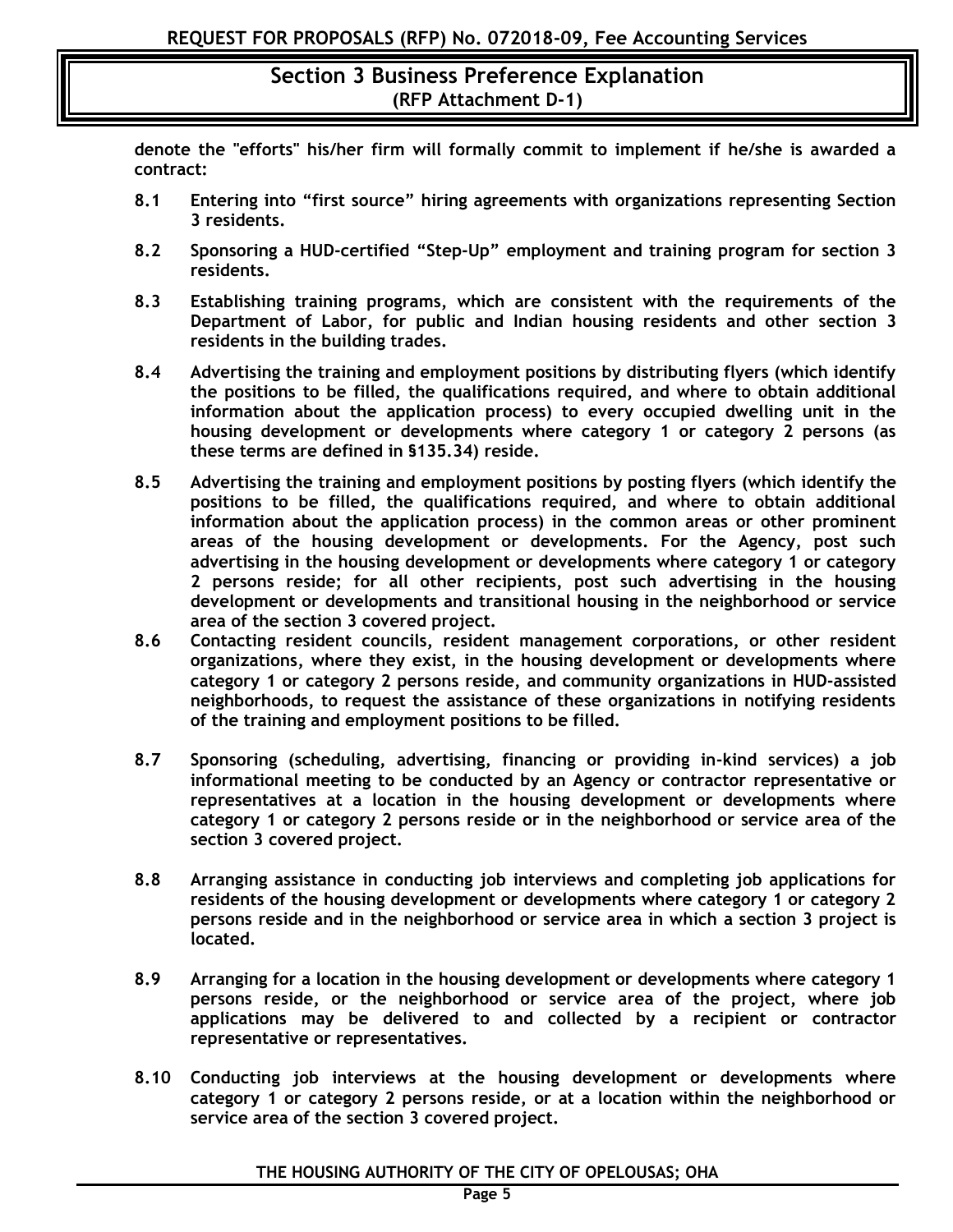denote the "efforts" his/her firm will formally commit to implement if he/she is awarded a contract:

**8.1** Entering into “first source” hiring agreements with organizations representing Section 3 residents.

**8.2** Sponsoring a HUD-certified “Step-Up” employment and training program for section 3 residents.

**8.3** Establishing training programs, which are consistent with the requirements of the Department of Labor, for public and Indian housing residents and other section 3 residents in the building trades.

**8.4** Advertising the training and employment positions by distributing flyers (which identify the positions to be filled, the qualifications required, and where to obtain additional information about the application process) to every occupied dwelling unit in the housing development or developments where category 1 or category 2 persons (as these terms are defined in §135.34) reside.

**8.5** Advertising the training and employment positions by posting flyers (which identify the positions to be filled, the qualifications required, and where to obtain additional information about the application process) in the common areas or other prominent areas of the housing development or developments. For the Agency, post such advertising in the housing development or developments where category 1 or category 2 persons reside; for all other recipients, post such advertising in the housing development or developments and transitional housing in the neighborhood or service area of the section 3 covered project.

**8.6** Contacting resident councils, resident management corporations, or other resident organizations, where they exist, in the housing development or developments where category 1 or category 2 persons reside, and community organizations in HUD-assisted neighborhoods, to request the assistance of these organizations in notifying residents of the training and employment positions to be filled.

**8.7** Sponsoring (scheduling, advertising, financing or providing in-kind services) a job informational meeting to be conducted by an Agency or contractor representative or representatives at a location in the housing development or developments where category 1 or category 2 persons reside or in the neighborhood or service area of the section 3 covered project.

**8.8** Arranging assistance in conducting job interviews and completing job applications for residents of the housing development or developments where category 1 or category 2 persons reside and in the neighborhood or service area in which a section 3 project is located.

**8.9** Arranging for a location in the housing development or developments where category 1 persons reside, or the neighborhood or service area of the project, where job applications may be delivered to and collected by a recipient or contractor representative or representatives.

**8.10** Conducting job interviews at the housing development or developments where category 1 or category 2 persons reside, or at a location within the neighborhood or service area of the section 3 covered project.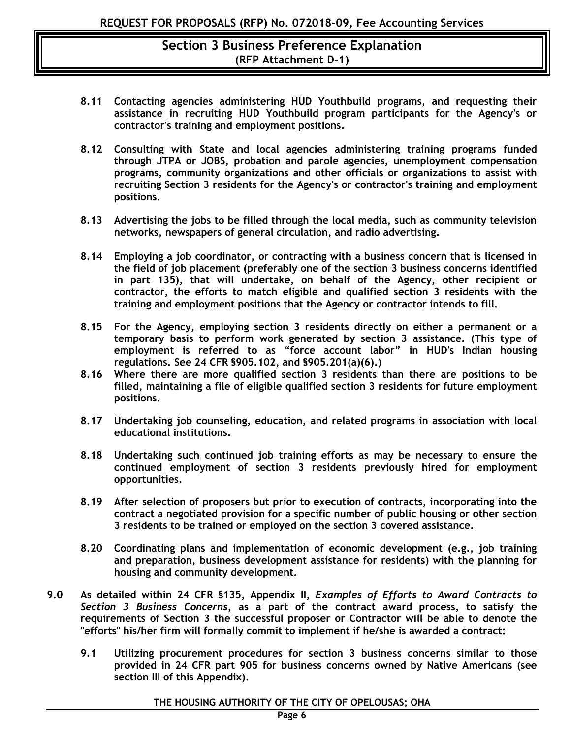## Section 3 Business Preference Explanation
**(RFP Attachment D-1)**

**8.11 Contacting agencies administering HUD Youthbuild programs, and requesting their assistance in recruiting HUD Youthbuild program participants for the Agency's or contractor's training and employment positions.**

**8.12 Consulting with State and local agencies administering training programs funded through JTPA or JOBS, probation and parole agencies, unemployment compensation programs, community organizations and other officials or organizations to assist with recruiting Section 3 residents for the Agency's or contractor's training and employment positions.**

**8.13 Advertising the jobs to be filled through the local media, such as community television networks, newspapers of general circulation, and radio advertising.**

**8.14 Employing a job coordinator, or contracting with a business concern that is licensed in the field of job placement (preferably one of the section 3 business concerns identified in part 135), that will undertake, on behalf of the Agency, other recipient or contractor, the efforts to match eligible and qualified section 3 residents with the training and employment positions that the Agency or contractor intends to fill.**

**8.15 For the Agency, employing section 3 residents directly on either a permanent or a temporary basis to perform work generated by section 3 assistance. (This type of employment is referred to as "force account labor" in HUD's Indian housing regulations. See 24 CFR §905.102, and §905.201(a)(6).)**

**8.16 Where there are more qualified section 3 residents than there are positions to be filled, maintaining a file of eligible qualified section 3 residents for future employment positions.**

**8.17 Undertaking job counseling, education, and related programs in association with local educational institutions.**

**8.18 Undertaking such continued job training efforts as may be necessary to ensure the continued employment of section 3 residents previously hired for employment opportunities.**

**8.19 After selection of proposers but prior to execution of contracts, incorporating into the contract a negotiated provision for a specific number of public housing or other section 3 residents to be trained or employed on the section 3 covered assistance.**

**8.20 Coordinating plans and implementation of economic development (e.g., job training and preparation, business development assistance for residents) with the planning for housing and community development.**

**9.0 As detailed within 24 CFR §135, Appendix II, *Examples of Efforts to Award Contracts to Section 3 Business Concerns*, as a part of the contract award process, to satisfy the requirements of Section 3 the successful proposer or Contractor will be able to denote the "efforts" his/her firm will formally commit to implement if he/she is awarded a contract:**

**9.1 Utilizing procurement procedures for section 3 business concerns similar to those provided in 24 CFR part 905 for business concerns owned by Native Americans (see section III of this Appendix).**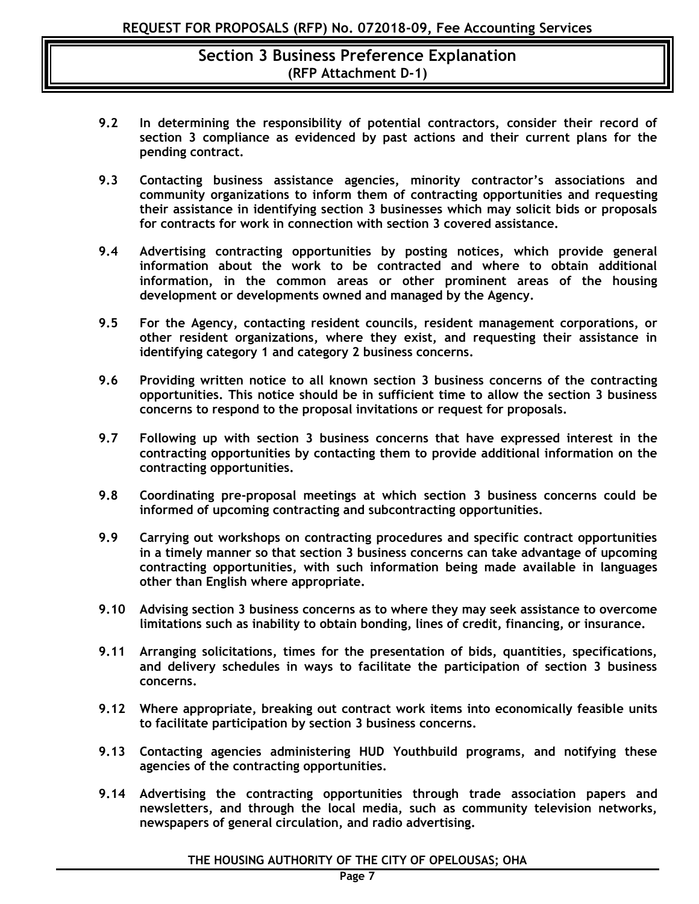## Section 3 Business Preference Explanation
**(RFP Attachment D-1)**

**9.2 In determining the responsibility of potential contractors, consider their record of section 3 compliance as evidenced by past actions and their current plans for the pending contract.**

**9.3 Contacting business assistance agencies, minority contractor's associations and community organizations to inform them of contracting opportunities and requesting their assistance in identifying section 3 businesses which may solicit bids or proposals for contracts for work in connection with section 3 covered assistance.**

**9.4 Advertising contracting opportunities by posting notices, which provide general information about the work to be contracted and where to obtain additional information, in the common areas or other prominent areas of the housing development or developments owned and managed by the Agency.**

**9.5 For the Agency, contacting resident councils, resident management corporations, or other resident organizations, where they exist, and requesting their assistance in identifying category 1 and category 2 business concerns.**

**9.6 Providing written notice to all known section 3 business concerns of the contracting opportunities. This notice should be in sufficient time to allow the section 3 business concerns to respond to the proposal invitations or request for proposals.**

**9.7 Following up with section 3 business concerns that have expressed interest in the contracting opportunities by contacting them to provide additional information on the contracting opportunities.**

**9.8 Coordinating pre-proposal meetings at which section 3 business concerns could be informed of upcoming contracting and subcontracting opportunities.**

**9.9 Carrying out workshops on contracting procedures and specific contract opportunities in a timely manner so that section 3 business concerns can take advantage of upcoming contracting opportunities, with such information being made available in languages other than English where appropriate.**

**9.10 Advising section 3 business concerns as to where they may seek assistance to overcome limitations such as inability to obtain bonding, lines of credit, financing, or insurance.**

**9.11 Arranging solicitations, times for the presentation of bids, quantities, specifications, and delivery schedules in ways to facilitate the participation of section 3 business concerns.**

**9.12 Where appropriate, breaking out contract work items into economically feasible units to facilitate participation by section 3 business concerns.**

**9.13 Contacting agencies administering HUD Youthbuild programs, and notifying these agencies of the contracting opportunities.**

**9.14 Advertising the contracting opportunities through trade association papers and newsletters, and through the local media, such as community television networks, newspapers of general circulation, and radio advertising.**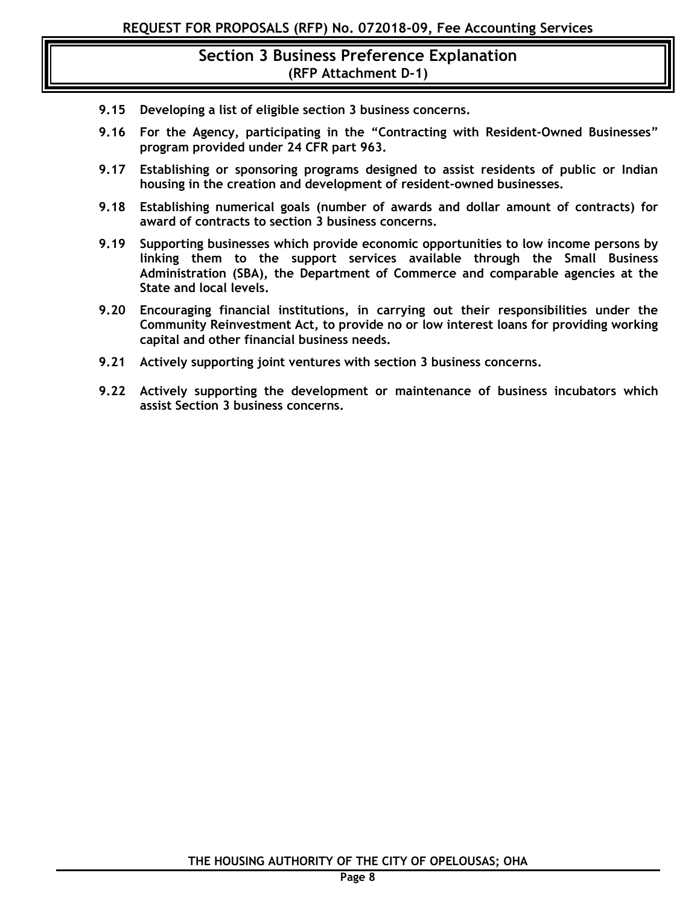## Section 3 Business Preference Explanation
**(RFP Attachment D-1)**

**9.15 Developing a list of eligible section 3 business concerns.**

**9.16 For the Agency, participating in the "Contracting with Resident-Owned Businesses" program provided under 24 CFR part 963.**

**9.17 Establishing or sponsoring programs designed to assist residents of public or Indian housing in the creation and development of resident-owned businesses.**

**9.18 Establishing numerical goals (number of awards and dollar amount of contracts) for award of contracts to section 3 business concerns.**

**9.19 Supporting businesses which provide economic opportunities to low income persons by linking them to the support services available through the Small Business Administration (SBA), the Department of Commerce and comparable agencies at the State and local levels.**

**9.20 Encouraging financial institutions, in carrying out their responsibilities under the Community Reinvestment Act, to provide no or low interest loans for providing working capital and other financial business needs.**

**9.21 Actively supporting joint ventures with section 3 business concerns.**

**9.22 Actively supporting the development or maintenance of business incubators which assist Section 3 business concerns.**